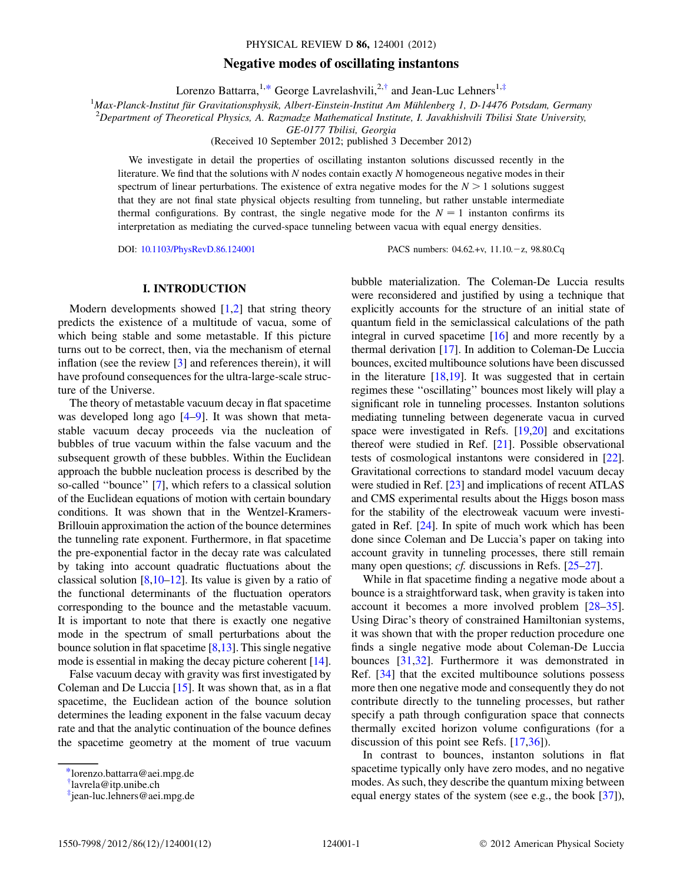# Negative modes of oscillating instantons

Lorenzo Battarra,[1,*] George Lavrelashvili,[2,†] and Jean-Luc Lehners[1,‡]

[1]Max-Planck-Institut für Gravitationsphysik, Albert-Einstein-Institut Am Mühlenberg 1, D-14476 Potsdam, Germany

[2]Department of Theoretical Physics, A. Razmadze Mathematical Institute, I. Javakhishvili Tbilisi State University, GE-0177 Tbilisi, Georgia

(Received 10 September 2012; published 3 December 2012)

We investigate in detail the properties of oscillating instanton solutions discussed recently in the literature. We find that the solutions with $N$ nodes contain exactly $N$ homogeneous negative modes in their spectrum of linear perturbations. The existence of extra negative modes for the $N > 1$ solutions suggest that they are not final state physical objects resulting from tunneling, but rather unstable intermediate thermal configurations. By contrast, the single negative mode for the $N = 1$ instanton confirms its interpretation as mediating the curved-space tunneling between vacua with equal energy densities.

DOI: 10.1103/PhysRevD.86.124001 PACS numbers: 04.62.+v, 11.10.−z, 98.80.Cq

## I. INTRODUCTION

Modern developments showed [1,2] that string theory predicts the existence of a multitude of vacua, some of which being stable and some metastable. If this picture turns out to be correct, then, via the mechanism of eternal inflation (see the review [3] and references therein), it will have profound consequences for the ultra-large-scale structure of the Universe.

The theory of metastable vacuum decay in flat spacetime was developed long ago [4–9]. It was shown that metastable vacuum decay proceeds via the nucleation of bubbles of true vacuum within the false vacuum and the subsequent growth of these bubbles. Within the Euclidean approach the bubble nucleation process is described by the so-called "bounce" [7], which refers to a classical solution of the Euclidean equations of motion with certain boundary conditions. It was shown that in the Wentzel-Kramers-Brillouin approximation the action of the bounce determines the tunneling rate exponent. Furthermore, in flat spacetime the pre-exponential factor in the decay rate was calculated by taking into account quadratic fluctuations about the classical solution [8,10–12]. Its value is given by a ratio of the functional determinants of the fluctuation operators corresponding to the bounce and the metastable vacuum. It is important to note that there is exactly one negative mode in the spectrum of small perturbations about the bounce solution in flat spacetime [8,13]. This single negative mode is essential in making the decay picture coherent [14].

False vacuum decay with gravity was first investigated by Coleman and De Luccia [15]. It was shown that, as in a flat spacetime, the Euclidean action of the bounce solution determines the leading exponent in the false vacuum decay rate and that the analytic continuation of the bounce defines the spacetime geometry at the moment of true vacuum bubble materialization. The Coleman-De Luccia results were reconsidered and justified by using a technique that explicitly accounts for the structure of an initial state of quantum field in the semiclassical calculations of the path integral in curved spacetime [16] and more recently by a thermal derivation [17]. In addition to Coleman-De Luccia bounces, excited multibounce solutions have been discussed in the literature [18,19]. It was suggested that in certain regimes these "oscillating" bounces most likely will play a significant role in tunneling processes. Instanton solutions mediating tunneling between degenerate vacua in curved space were investigated in Refs. [19,20] and excitations thereof were studied in Ref. [21]. Possible observational tests of cosmological instantons were considered in [22]. Gravitational corrections to standard model vacuum decay were studied in Ref. [23] and implications of recent ATLAS and CMS experimental results about the Higgs boson mass for the stability of the electroweak vacuum were investigated in Ref. [24]. In spite of much work which has been done since Coleman and De Luccia's paper on taking into account gravity in tunneling processes, there still remain many open questions; *cf.* discussions in Refs. [25–27].

While in flat spacetime finding a negative mode about a bounce is a straightforward task, when gravity is taken into account it becomes a more involved problem [28–35]. Using Dirac's theory of constrained Hamiltonian systems, it was shown that with the proper reduction procedure one finds a single negative mode about Coleman-De Luccia bounces [31,32]. Furthermore it was demonstrated in Ref. [34] that the excited multibounce solutions possess more then one negative mode and consequently they do not contribute directly to the tunneling processes, but rather specify a path through configuration space that connects thermally excited horizon volume configurations (for a discussion of this point see Refs. [17,36]).

In contrast to bounces, instanton solutions in flat spacetime typically only have zero modes, and no negative modes. As such, they describe the quantum mixing between equal energy states of the system (see e.g., the book [37]),

---

*lorenzo.battarra@aei.mpg.de
†lavrela@itp.unibe.ch
‡jean-luc.lehners@aei.mpg.de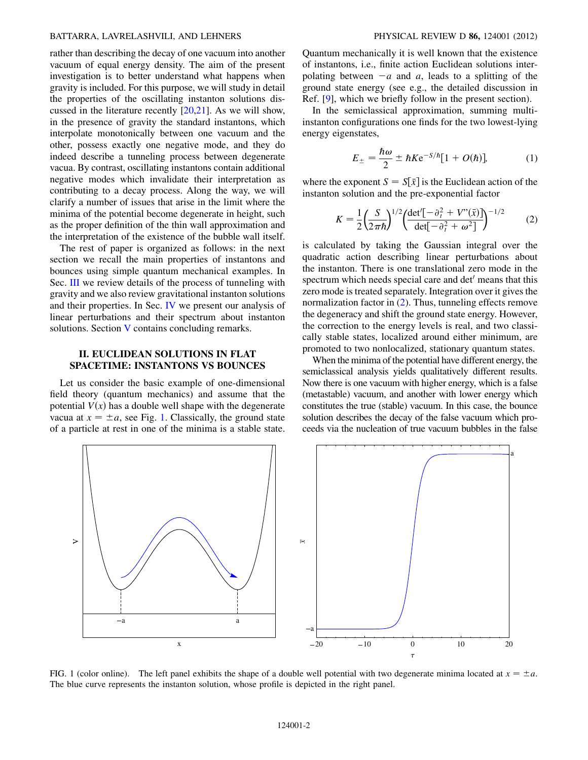rather than describing the decay of one vacuum into another vacuum of equal energy density. The aim of the present investigation is to better understand what happens when gravity is included. For this purpose, we will study in detail the properties of the oscillating instanton solutions discussed in the literature recently [20,21]. As we will show, in the presence of gravity the standard instantons, which interpolate monotonically between one vacuum and the other, possess exactly one negative mode, and they do indeed describe a tunneling process between degenerate vacua. By contrast, oscillating instantons contain additional negative modes which invalidate their interpretation as contributing to a decay process. Along the way, we will clarify a number of issues that arise in the limit where the minima of the potential become degenerate in height, such as the proper definition of the thin wall approximation and the interpretation of the existence of the bubble wall itself.

The rest of paper is organized as follows: in the next section we recall the main properties of instantons and bounces using simple quantum mechanical examples. In Sec. III we review details of the process of tunneling with gravity and we also review gravitational instanton solutions and their properties. In Sec. IV we present our analysis of linear perturbations and their spectrum about instanton solutions. Section V contains concluding remarks.

## II. EUCLIDEAN SOLUTIONS IN FLAT SPACETIME: INSTANTONS VS BOUNCES

Let us consider the basic example of one-dimensional field theory (quantum mechanics) and assume that the potential $V(x)$ has a double well shape with the degenerate vacua at $x = \pm a$, see Fig. 1. Classically, the ground state of a particle at rest in one of the minima is a stable state. Quantum mechanically it is well known that the existence of instantons, i.e., finite action Euclidean solutions interpolating between $-a$ and $a$, leads to a splitting of the ground state energy (see e.g., the detailed discussion in Ref. [9], which we briefly follow in the present section).

In the semiclassical approximation, summing multi-instanton configurations one finds for the two lowest-lying energy eigenstates,

$$E_{\pm} = \frac{\hbar\omega}{2} \pm \hbar K e^{-S/\hbar}[1 + O(\hbar)], \tag{1}$$

where the exponent $S = S[\bar{x}]$ is the Euclidean action of the instanton solution and the pre-exponential factor

$$K = \frac{1}{2}\left(\frac{S}{2\pi\hbar}\right)^{1/2}\left(\frac{\det'[-\partial_t^2 + V''(\bar{x})]}{\det[-\partial_t^2 + \omega^2]}\right)^{-1/2} \tag{2}$$

is calculated by taking the Gaussian integral over the quadratic action describing linear perturbations about the instanton. There is one translational zero mode in the spectrum which needs special care and det$'$ means that this zero mode is treated separately. Integration over it gives the normalization factor in (2). Thus, tunneling effects remove the degeneracy and shift the ground state energy. However, the correction to the energy levels is real, and two classically stable states, localized around either minimum, are promoted to two nonlocalized, stationary quantum states.

When the minima of the potential have different energy, the semiclassical analysis yields qualitatively different results. Now there is one vacuum with higher energy, which is a false (metastable) vacuum, and another with lower energy which constitutes the true (stable) vacuum. In this case, the bounce solution describes the decay of the false vacuum which proceeds via the nucleation of true vacuum bubbles in the false

FIG. 1 (color online). The left panel exhibits the shape of a double well potential with two degenerate minima located at $x = \pm a$. The blue curve represents the instanton solution, whose profile is depicted in the right panel.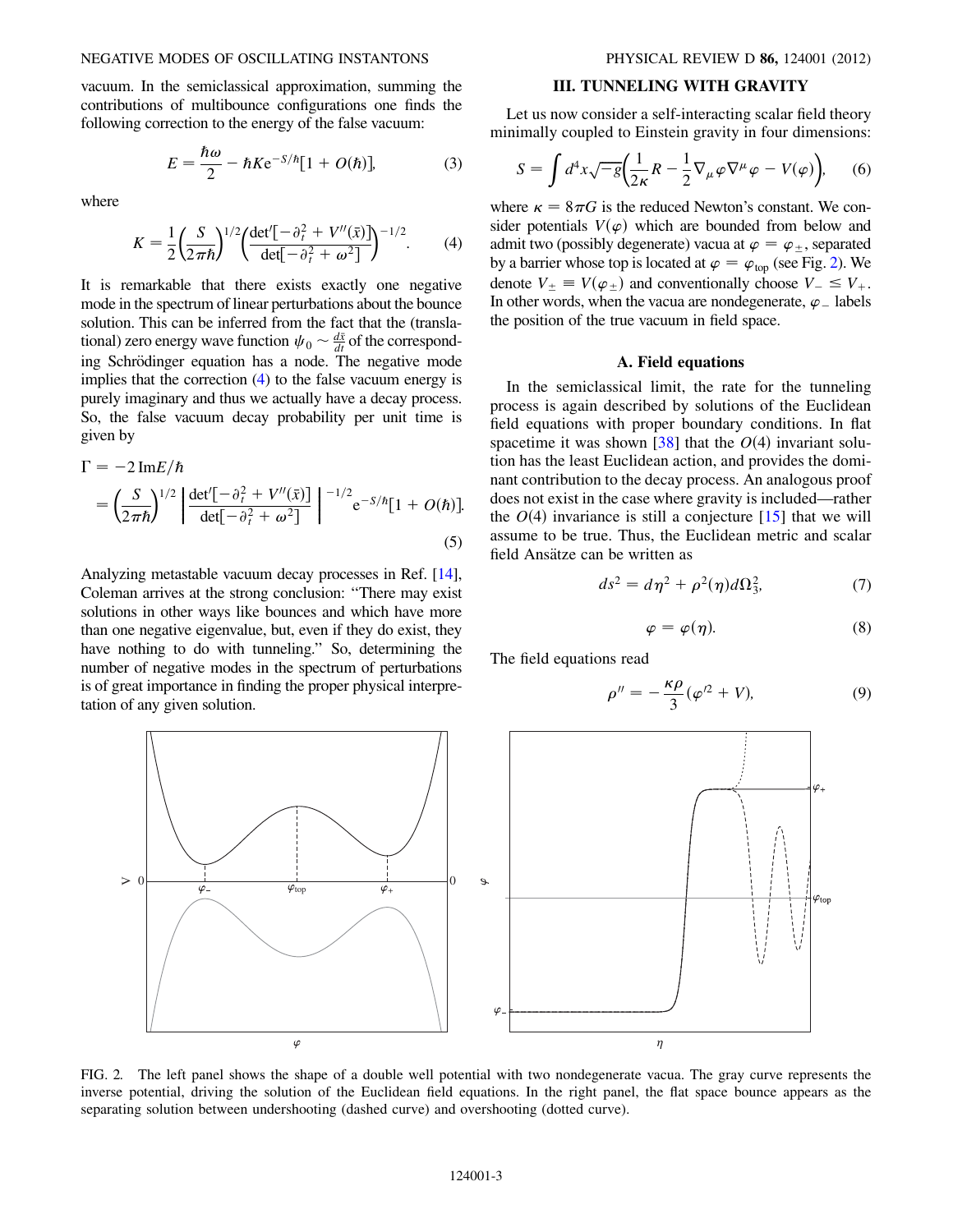vacuum. In the semiclassical approximation, summing the contributions of multibounce configurations one finds the following correction to the energy of the false vacuum:

$$E = \frac{\hbar\omega}{2} - \hbar K e^{-S/\hbar}[1 + O(\hbar)], \tag{3}$$

where

$$K = \frac{1}{2}\left(\frac{S}{2\pi\hbar}\right)^{1/2}\left(\frac{\det'[-\partial_t^2 + V''(\bar{x})]}{\det[-\partial_t^2 + \omega^2]}\right)^{-1/2}. \tag{4}$$

It is remarkable that there exists exactly one negative mode in the spectrum of linear perturbations about the bounce solution. This can be inferred from the fact that the (translational) zero energy wave function $\psi_0 \sim \frac{d\bar{x}}{dt}$ of the corresponding Schrödinger equation has a node. The negative mode implies that the correction (4) to the false vacuum energy is purely imaginary and thus we actually have a decay process. So, the false vacuum decay probability per unit time is given by

$$\Gamma = -2\,\mathrm{Im}E/\hbar = \left(\frac{S}{2\pi\hbar}\right)^{1/2}\left|\frac{\det'[-\partial_t^2 + V''(\bar{x})]}{\det[-\partial_t^2 + \omega^2]}\right|^{-1/2} e^{-S/\hbar}[1 + O(\hbar)]. \tag{5}$$

Analyzing metastable vacuum decay processes in Ref. [14], Coleman arrives at the strong conclusion: "There may exist solutions in other ways like bounces and which have more than one negative eigenvalue, but, even if they do exist, they have nothing to do with tunneling." So, determining the number of negative modes in the spectrum of perturbations is of great importance in finding the proper physical interpretation of any given solution.

## III. TUNNELING WITH GRAVITY

Let us now consider a self-interacting scalar field theory minimally coupled to Einstein gravity in four dimensions:

$$S = \int d^4x\sqrt{-g}\left(\frac{1}{2\kappa}R - \frac{1}{2}\nabla_\mu\varphi\nabla^\mu\varphi - V(\varphi)\right), \tag{6}$$

where $\kappa = 8\pi G$ is the reduced Newton's constant. We consider potentials $V(\varphi)$ which are bounded from below and admit two (possibly degenerate) vacua at $\varphi = \varphi_\pm$, separated by a barrier whose top is located at $\varphi = \varphi_{\mathrm{top}}$ (see Fig. 2). We denote $V_\pm \equiv V(\varphi_\pm)$ and conventionally choose $V_- \leq V_+$. In other words, when the vacua are nondegenerate, $\varphi_-$ labels the position of the true vacuum in field space.

### A. Field equations

In the semiclassical limit, the rate for the tunneling process is again described by solutions of the Euclidean field equations with proper boundary conditions. In flat spacetime it was shown [38] that the $O(4)$ invariant solution has the least Euclidean action, and provides the dominant contribution to the decay process. An analogous proof does not exist in the case where gravity is included—rather the $O(4)$ invariance is still a conjecture [15] that we will assume to be true. Thus, the Euclidean metric and scalar field Ansätze can be written as

$$ds^2 = d\eta^2 + \rho^2(\eta)d\Omega_3^2, \tag{7}$$

$$\varphi = \varphi(\eta). \tag{8}$$

The field equations read

$$\rho'' = -\frac{\kappa\rho}{3}(\varphi'^2 + V), \tag{9}$$

FIG. 2. The left panel shows the shape of a double well potential with two nondegenerate vacua. The gray curve represents the inverse potential, driving the solution of the Euclidean field equations. In the right panel, the flat space bounce appears as the separating solution between undershooting (dashed curve) and overshooting (dotted curve).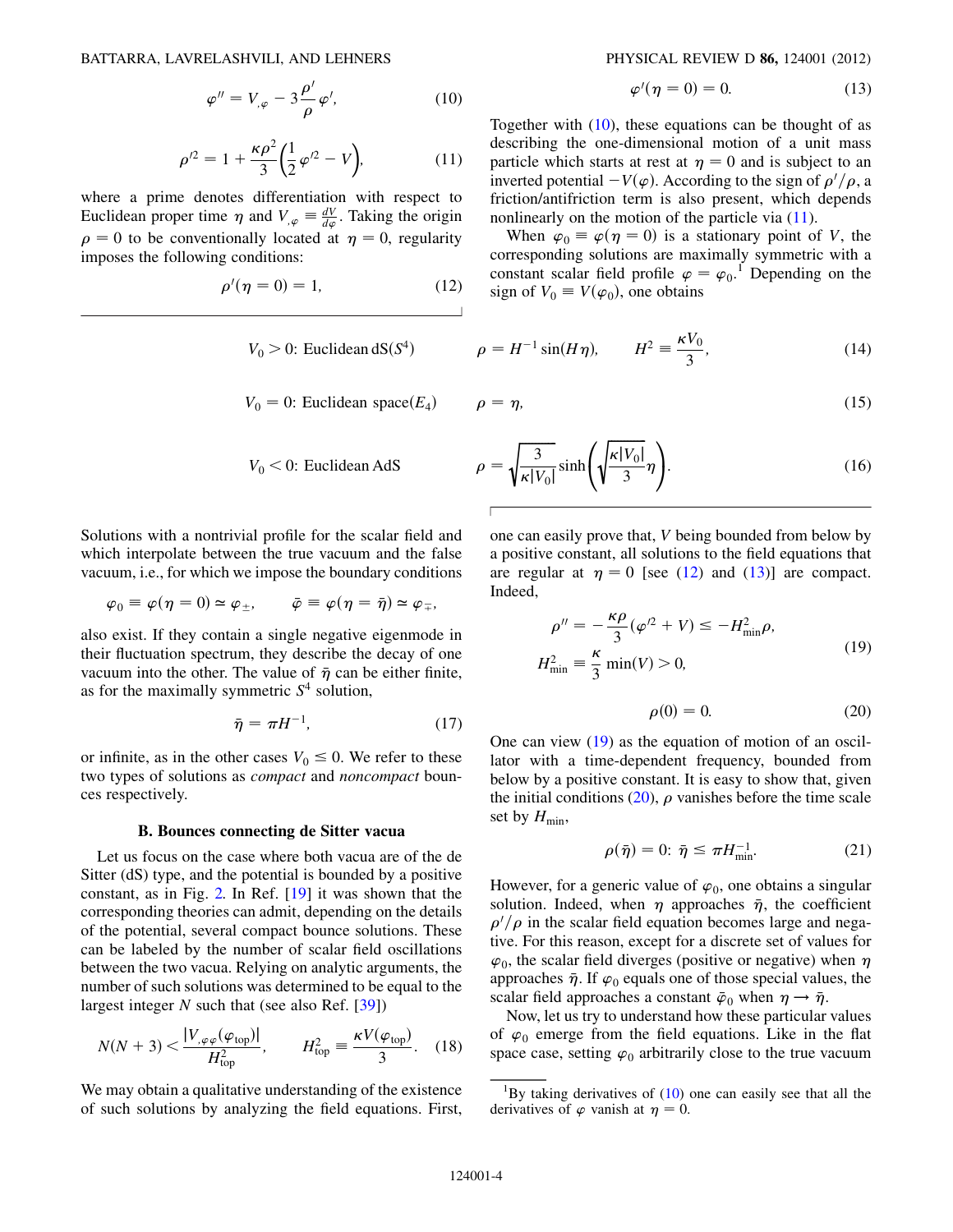$$\varphi'' = V_{,\varphi} - 3\frac{\rho'}{\rho}\varphi', \tag{10}$$

$$\rho'^2 = 1 + \frac{\kappa\rho^2}{3}\left(\frac{1}{2}\varphi'^2 - V\right), \tag{11}$$

where a prime denotes differentiation with respect to Euclidean proper time $\eta$ and $V_{,\varphi} \equiv \frac{dV}{d\varphi}$. Taking the origin $\rho = 0$ to be conventionally located at $\eta = 0$, regularity imposes the following conditions:

$$\rho'(\eta = 0) = 1, \tag{12}$$

$$\varphi'(\eta = 0) = 0. \tag{13}$$

Together with (10), these equations can be thought of as describing the one-dimensional motion of a unit mass particle which starts at rest at $\eta = 0$ and is subject to an inverted potential $-V(\varphi)$. According to the sign of $\rho'/\rho$, a friction/antifriction term is also present, which depends nonlinearly on the motion of the particle via (11).

When $\varphi_0 \equiv \varphi(\eta = 0)$ is a stationary point of $V$, the corresponding solutions are maximally symmetric with a constant scalar field profile $\varphi = \varphi_0$.[1] Depending on the sign of $V_0 \equiv V(\varphi_0)$, one obtains

$$V_0 > 0\text{: Euclidean dS}(S^4) \qquad \rho = H^{-1}\sin(H\eta), \qquad H^2 \equiv \frac{\kappa V_0}{3}, \tag{14}$$

$$V_0 = 0\text{: Euclidean space}(E_4) \qquad \rho = \eta, \tag{15}$$

$$V_0 < 0\text{: Euclidean AdS} \qquad \rho = \sqrt{\frac{3}{\kappa|V_0|}}\sinh\left(\sqrt{\frac{\kappa|V_0|}{3}}\eta\right). \tag{16}$$

Solutions with a nontrivial profile for the scalar field and which interpolate between the true vacuum and the false vacuum, i.e., for which we impose the boundary conditions

$$\varphi_0 \equiv \varphi(\eta = 0) \simeq \varphi_\pm, \qquad \bar{\varphi} \equiv \varphi(\eta = \bar{\eta}) \simeq \varphi_\mp,$$

also exist. If they contain a single negative eigenmode in their fluctuation spectrum, they describe the decay of one vacuum into the other. The value of $\bar{\eta}$ can be either finite, as for the maximally symmetric $S^4$ solution,

$$\bar{\eta} = \pi H^{-1}, \tag{17}$$

or infinite, as in the other cases $V_0 \leq 0$. We refer to these two types of solutions as *compact* and *noncompact* bounces respectively.

### B. Bounces connecting de Sitter vacua

Let us focus on the case where both vacua are of the de Sitter (dS) type, and the potential is bounded by a positive constant, as in Fig. 2. In Ref. [19] it was shown that the corresponding theories can admit, depending on the details of the potential, several compact bounce solutions. These can be labeled by the number of scalar field oscillations between the two vacua. Relying on analytic arguments, the number of such solutions was determined to be equal to the largest integer $N$ such that (see also Ref. [39])

$$N(N+3) < \frac{|V_{,\varphi\varphi}(\varphi_{\rm top})|}{H_{\rm top}^2}, \qquad H_{\rm top}^2 \equiv \frac{\kappa V(\varphi_{\rm top})}{3}. \tag{18}$$

We may obtain a qualitative understanding of the existence of such solutions by analyzing the field equations. First, one can easily prove that, $V$ being bounded from below by a positive constant, all solutions to the field equations that are regular at $\eta = 0$ [see (12) and (13)] are compact. Indeed,

$$\rho'' = -\frac{\kappa\rho}{3}(\varphi'^2 + V) \leq -H_{\rm min}^2\rho, \qquad H_{\rm min}^2 \equiv \frac{\kappa}{3}\min(V) > 0, \tag{19}$$

$$\rho(0) = 0. \tag{20}$$

One can view (19) as the equation of motion of an oscillator with a time-dependent frequency, bounded from below by a positive constant. It is easy to show that, given the initial conditions (20), $\rho$ vanishes before the time scale set by $H_{\rm min}$,

$$\rho(\bar{\eta}) = 0\text{: } \bar{\eta} \leq \pi H_{\rm min}^{-1}. \tag{21}$$

However, for a generic value of $\varphi_0$, one obtains a singular solution. Indeed, when $\eta$ approaches $\bar{\eta}$, the coefficient $\rho'/\rho$ in the scalar field equation becomes large and negative. For this reason, except for a discrete set of values for $\varphi_0$, the scalar field diverges (positive or negative) when $\eta$ approaches $\bar{\eta}$. If $\varphi_0$ equals one of those special values, the scalar field approaches a constant $\bar{\varphi}_0$ when $\eta \to \bar{\eta}$.

Now, let us try to understand how these particular values of $\varphi_0$ emerge from the field equations. Like in the flat space case, setting $\varphi_0$ arbitrarily close to the true vacuum

[1] By taking derivatives of (10) one can easily see that all the derivatives of $\varphi$ vanish at $\eta = 0$.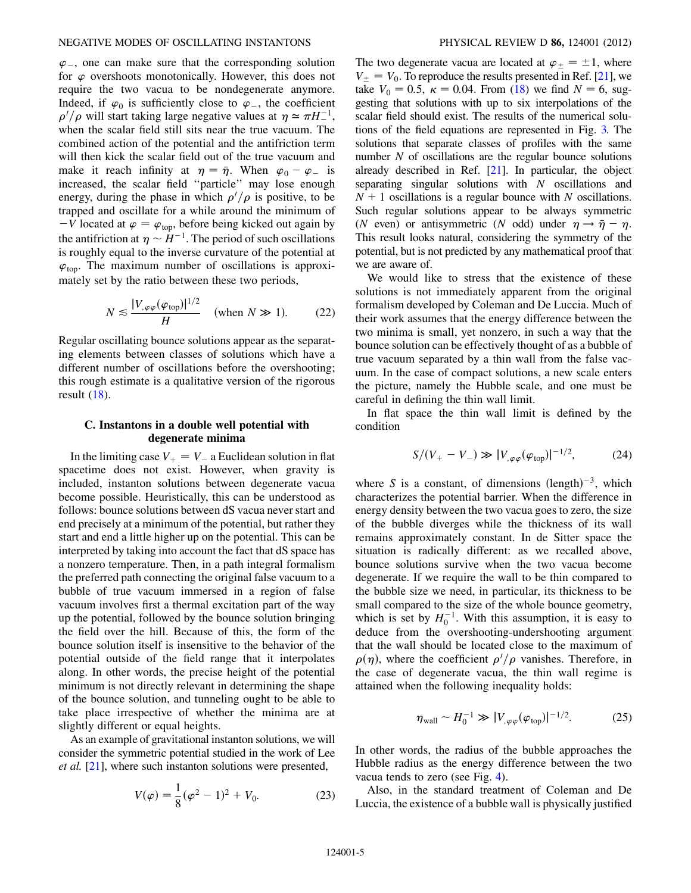$\varphi_-$, one can make sure that the corresponding solution for $\varphi$ overshoots monotonically. However, this does not require the two vacua to be nondegenerate anymore. Indeed, if $\varphi_0$ is sufficiently close to $\varphi_-$, the coefficient $\rho'/\rho$ will start taking large negative values at $\eta \simeq \pi H_-^{-1}$, when the scalar field still sits near the true vacuum. The combined action of the potential and the antifriction term will then kick the scalar field out of the true vacuum and make it reach infinity at $\eta = \bar{\eta}$. When $\varphi_0 - \varphi_-$ is increased, the scalar field "particle" may lose enough energy, during the phase in which $\rho'/\rho$ is positive, to be trapped and oscillate for a while around the minimum of $-V$ located at $\varphi = \varphi_{\rm top}$, before being kicked out again by the antifriction at $\eta \sim H^{-1}$. The period of such oscillations is roughly equal to the inverse curvature of the potential at $\varphi_{\rm top}$. The maximum number of oscillations is approximately set by the ratio between these two periods,

$$N \lesssim \frac{|V_{,\varphi\varphi}(\varphi_{\rm top})|^{1/2}}{H} \quad (\text{when } N \gg 1). \tag{22}$$

Regular oscillating bounce solutions appear as the separating elements between classes of solutions which have a different number of oscillations before the overshooting; this rough estimate is a qualitative version of the rigorous result (18).

### C. Instantons in a double well potential with degenerate minima

In the limiting case $V_+ = V_-$ a Euclidean solution in flat spacetime does not exist. However, when gravity is included, instanton solutions between degenerate vacua become possible. Heuristically, this can be understood as follows: bounce solutions between dS vacua never start and end precisely at a minimum of the potential, but rather they start and end a little higher up on the potential. This can be interpreted by taking into account the fact that dS space has a nonzero temperature. Then, in a path integral formalism the preferred path connecting the original false vacuum to a bubble of true vacuum immersed in a region of false vacuum involves first a thermal excitation part of the way up the potential, followed by the bounce solution bringing the field over the hill. Because of this, the form of the bounce solution itself is insensitive to the behavior of the potential outside of the field range that it interpolates along. In other words, the precise height of the potential minimum is not directly relevant in determining the shape of the bounce solution, and tunneling ought to be able to take place irrespective of whether the minima are at slightly different or equal heights.

As an example of gravitational instanton solutions, we will consider the symmetric potential studied in the work of Lee *et al.* [21], where such instanton solutions were presented,

$$V(\varphi) = \frac{1}{8}(\varphi^2 - 1)^2 + V_0. \tag{23}$$

The two degenerate vacua are located at $\varphi_\pm = \pm 1$, where $V_\pm = V_0$. To reproduce the results presented in Ref. [21], we take $V_0 = 0.5$, $\kappa = 0.04$. From (18) we find $N = 6$, suggesting that solutions with up to six interpolations of the scalar field should exist. The results of the numerical solutions of the field equations are represented in Fig. 3. The solutions that separate classes of profiles with the same number $N$ of oscillations are the regular bounce solutions already described in Ref. [21]. In particular, the object separating singular solutions with $N$ oscillations and $N + 1$ oscillations is a regular bounce with $N$ oscillations. Such regular solutions appear to be always symmetric ($N$ even) or antisymmetric ($N$ odd) under $\eta \rightarrow \bar{\eta} - \eta$. This result looks natural, considering the symmetry of the potential, but is not predicted by any mathematical proof that we are aware of.

We would like to stress that the existence of these solutions is not immediately apparent from the original formalism developed by Coleman and De Luccia. Much of their work assumes that the energy difference between the two minima is small, yet nonzero, in such a way that the bounce solution can be effectively thought of as a bubble of true vacuum separated by a thin wall from the false vacuum. In the case of compact solutions, a new scale enters the picture, namely the Hubble scale, and one must be careful in defining the thin wall limit.

In flat space the thin wall limit is defined by the condition

$$S/(V_+ - V_-) \gg |V_{,\varphi\varphi}(\varphi_{\rm top})|^{-1/2}, \tag{24}$$

where $S$ is a constant, of dimensions (length)$^{-3}$, which characterizes the potential barrier. When the difference in energy density between the two vacua goes to zero, the size of the bubble diverges while the thickness of its wall remains approximately constant. In de Sitter space the situation is radically different: as we recalled above, bounce solutions survive when the two vacua become degenerate. If we require the wall to be thin compared to the bubble size we need, in particular, its thickness to be small compared to the size of the whole bounce geometry, which is set by $H_0^{-1}$. With this assumption, it is easy to deduce from the overshooting-undershooting argument that the wall should be located close to the maximum of $\rho(\eta)$, where the coefficient $\rho'/\rho$ vanishes. Therefore, in the case of degenerate vacua, the thin wall regime is attained when the following inequality holds:

$$\eta_{\rm wall} \sim H_0^{-1} \gg |V_{,\varphi\varphi}(\varphi_{\rm top})|^{-1/2}. \tag{25}$$

In other words, the radius of the bubble approaches the Hubble radius as the energy difference between the two vacua tends to zero (see Fig. 4).

Also, in the standard treatment of Coleman and De Luccia, the existence of a bubble wall is physically justified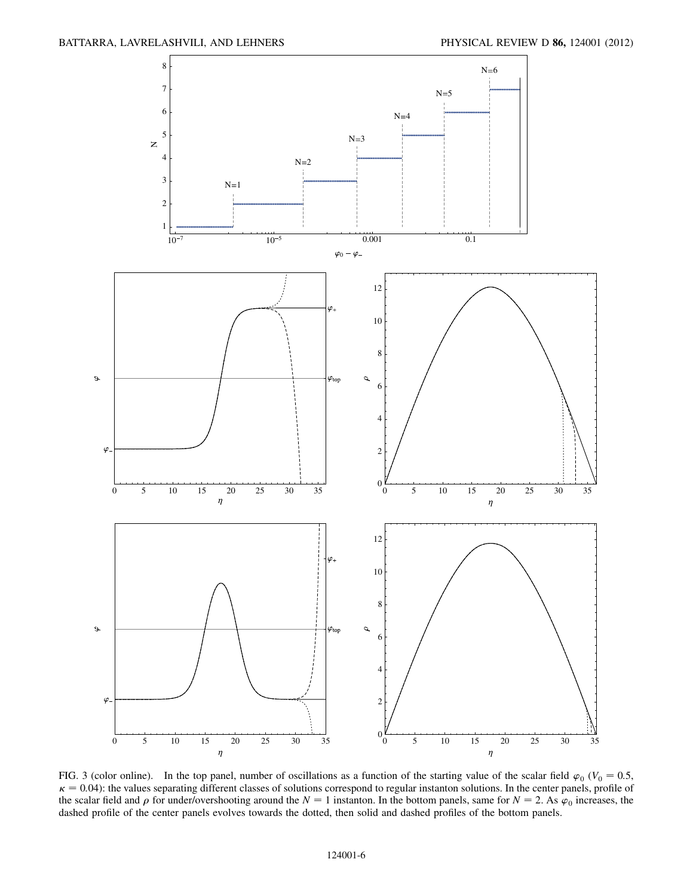FIG. 3 (color online). In the top panel, number of oscillations as a function of the starting value of the scalar field $\varphi_0$ ($V_0 = 0.5$, $\kappa = 0.04$): the values separating different classes of solutions correspond to regular instanton solutions. In the center panels, profile of the scalar field and $\rho$ for under/overshooting around the $N = 1$ instanton. In the bottom panels, same for $N = 2$. As $\varphi_0$ increases, the dashed profile of the center panels evolves towards the dotted, then solid and dashed profiles of the bottom panels.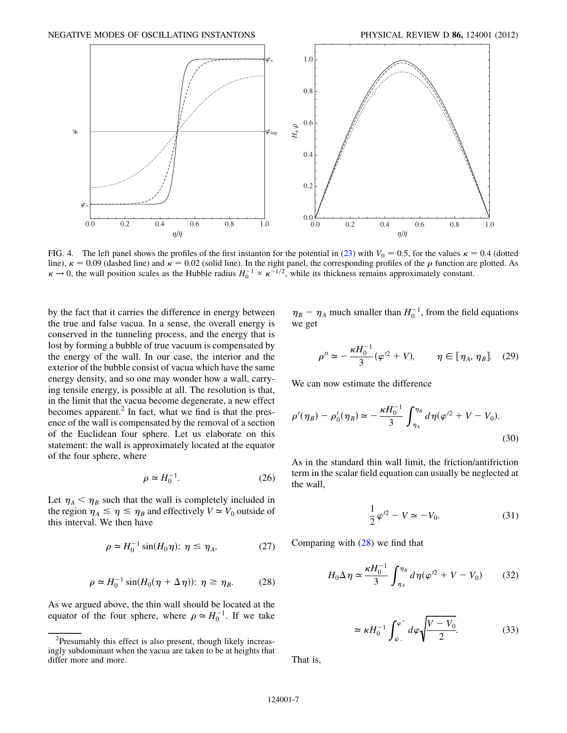FIG. 4. The left panel shows the profiles of the first instanton for the potential in (23) with $V_0 = 0.5$, for the values $\kappa = 0.4$ (dotted line), $\kappa = 0.09$ (dashed line) and $\kappa = 0.02$ (solid line). In the right panel, the corresponding profiles of the $\rho$ function are plotted. As $\kappa \to 0$, the wall position scales as the Hubble radius $H_0^{-1} \propto \kappa^{-1/2}$, while its thickness remains approximately constant.

by the fact that it carries the difference in energy between the true and false vacua. In a sense, the overall energy is conserved in the tunneling process, and the energy that is lost by forming a bubble of true vacuum is compensated by the energy of the wall. In our case, the interior and the exterior of the bubble consist of vacua which have the same energy density, and so one may wonder how a wall, carrying tensile energy, is possible at all. The resolution is that, in the limit that the vacua become degenerate, a new effect becomes apparent.[2] In fact, what we find is that the presence of the wall is compensated by the removal of a section of the Euclidean four sphere. Let us elaborate on this statement: the wall is approximately located at the equator of the four sphere, where

$$\rho \simeq H_0^{-1}. \tag{26}$$

Let $\eta_A < \eta_B$ such that the wall is completely included in the region $\eta_A \leq \eta \leq \eta_B$ and effectively $V \simeq V_0$ outside of this interval. We then have

$$\rho \simeq H_0^{-1} \sin(H_0 \eta) \colon\ \eta \leq \eta_A, \tag{27}$$

$$\rho \simeq H_0^{-1} \sin(H_0(\eta + \Delta\eta)) \colon\ \eta \geq \eta_B. \tag{28}$$

As we argued above, the thin wall should be located at the equator of the four sphere, where $\rho \simeq H_0^{-1}$. If we take $\eta_B - \eta_A$ much smaller than $H_0^{-1}$, from the field equations we get

$$\rho'' \simeq -\frac{\kappa H_0^{-1}}{3}(\varphi'^2 + V), \qquad \eta \in [\eta_A, \eta_B]. \tag{29}$$

We can now estimate the difference

$$\rho'(\eta_B) - \rho_0'(\eta_B) \simeq -\frac{\kappa H_0^{-1}}{3}\int_{\eta_A}^{\eta_B} d\eta(\varphi'^2 + V - V_0). \tag{30}$$

As in the standard thin wall limit, the friction/antifriction term in the scalar field equation can usually be neglected at the wall,

$$\frac{1}{2}\varphi'^2 - V \simeq -V_0. \tag{31}$$

Comparing with (28) we find that

$$H_0 \Delta\eta \simeq \frac{\kappa H_0^{-1}}{3}\int_{\eta_A}^{\eta_B} d\eta(\varphi'^2 + V - V_0) \tag{32}$$

$$\simeq \kappa H_0^{-1}\int_{\varphi_-}^{\varphi^+} d\varphi\sqrt{\frac{V - V_0}{2}}. \tag{33}$$

That is,

[2] Presumably this effect is also present, though likely increasingly subdominant when the vacua are taken to be at heights that differ more and more.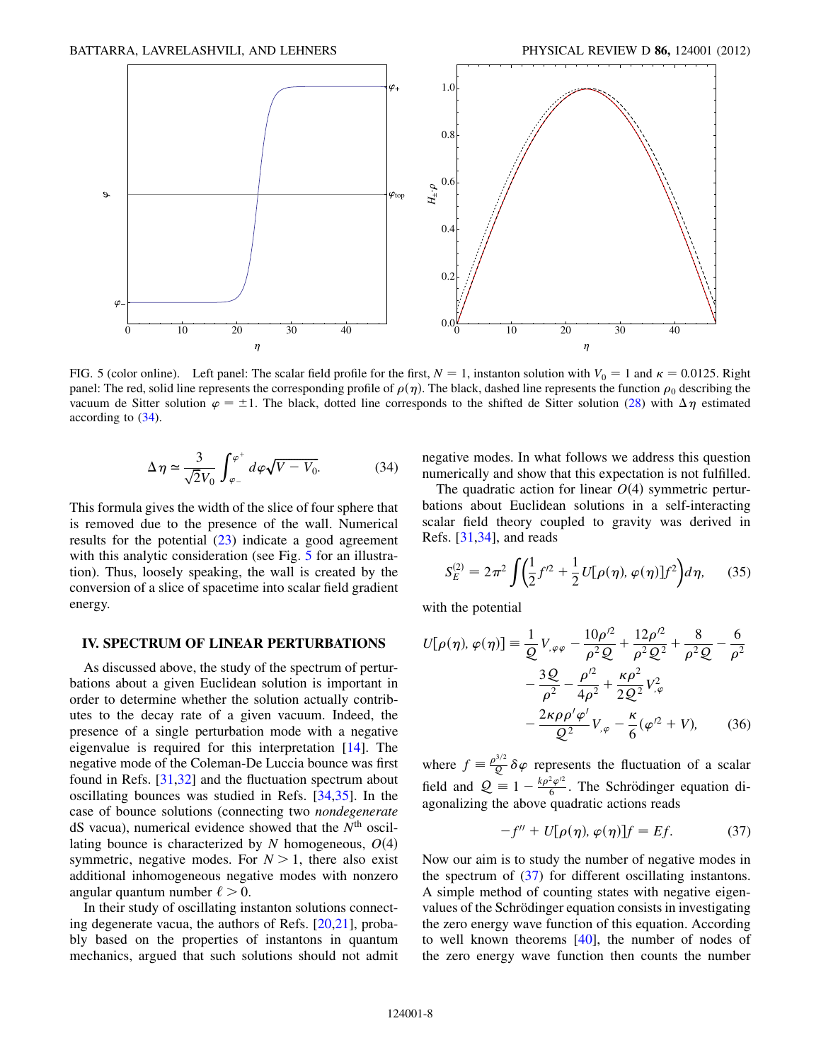FIG. 5 (color online). Left panel: The scalar field profile for the first, $N = 1$, instanton solution with $V_0 = 1$ and $\kappa = 0.0125$. Right panel: The red, solid line represents the corresponding profile of $\rho(\eta)$. The black, dashed line represents the function $\rho_0$ describing the vacuum de Sitter solution $\varphi = \pm 1$. The black, dotted line corresponds to the shifted de Sitter solution (28) with $\Delta\eta$ estimated according to (34).

$$\Delta\eta \simeq \frac{3}{\sqrt{2}V_0}\int_{\varphi_-}^{\varphi^+} d\varphi\sqrt{V - V_0}. \tag{34}$$

This formula gives the width of the slice of four sphere that is removed due to the presence of the wall. Numerical results for the potential (23) indicate a good agreement with this analytic consideration (see Fig. 5 for an illustration). Thus, loosely speaking, the wall is created by the conversion of a slice of spacetime into scalar field gradient energy.

## IV. SPECTRUM OF LINEAR PERTURBATIONS

As discussed above, the study of the spectrum of perturbations about a given Euclidean solution is important in order to determine whether the solution actually contributes to the decay rate of a given vacuum. Indeed, the presence of a single perturbation mode with a negative eigenvalue is required for this interpretation [14]. The negative mode of the Coleman-De Luccia bounce was first found in Refs. [31,32] and the fluctuation spectrum about oscillating bounces was studied in Refs. [34,35]. In the case of bounce solutions (connecting two *nondegenerate* dS vacua), numerical evidence showed that the $N^{\text{th}}$ oscillating bounce is characterized by $N$ homogeneous, $O(4)$ symmetric, negative modes. For $N > 1$, there also exist additional inhomogeneous negative modes with nonzero angular quantum number $\ell > 0$.

In their study of oscillating instanton solutions connecting degenerate vacua, the authors of Refs. [20,21], probably based on the properties of instantons in quantum mechanics, argued that such solutions should not admit negative modes. In what follows we address this question numerically and show that this expectation is not fulfilled.

The quadratic action for linear $O(4)$ symmetric perturbations about Euclidean solutions in a self-interacting scalar field theory coupled to gravity was derived in Refs. [31,34], and reads

$$S_E^{(2)} = 2\pi^2\int\left(\frac{1}{2}f'^2 + \frac{1}{2}U[\rho(\eta),\varphi(\eta)]f^2\right)d\eta, \tag{35}$$

with the potential

$$\begin{aligned} U[\rho(\eta),\varphi(\eta)] \equiv\; & \frac{1}{\mathcal{Q}}V_{,\varphi\varphi} - \frac{10\rho'^2}{\rho^2\mathcal{Q}} + \frac{12\rho'^2}{\rho^2\mathcal{Q}^2} + \frac{8}{\rho^2\mathcal{Q}} - \frac{6}{\rho^2} \\ & - \frac{3\mathcal{Q}}{\rho^2} - \frac{\rho'^2}{4\rho^2} + \frac{\kappa\rho^2}{2\mathcal{Q}^2}V_{,\varphi}^2 \\ & - \frac{2\kappa\rho\rho'\varphi'}{\mathcal{Q}^2}V_{,\varphi} - \frac{\kappa}{6}(\varphi'^2 + V), \end{aligned} \tag{36}$$

where $f \equiv \frac{\rho^{3/2}}{\mathcal{Q}}\delta\varphi$ represents the fluctuation of a scalar field and $\mathcal{Q} \equiv 1 - \frac{k\rho^2\varphi'^2}{6}$. The Schrödinger equation diagonalizing the above quadratic actions reads

$$-f'' + U[\rho(\eta),\varphi(\eta)]f = Ef. \tag{37}$$

Now our aim is to study the number of negative modes in the spectrum of (37) for different oscillating instantons. A simple method of counting states with negative eigenvalues of the Schrödinger equation consists in investigating the zero energy wave function of this equation. According to well known theorems [40], the number of nodes of the zero energy wave function then counts the number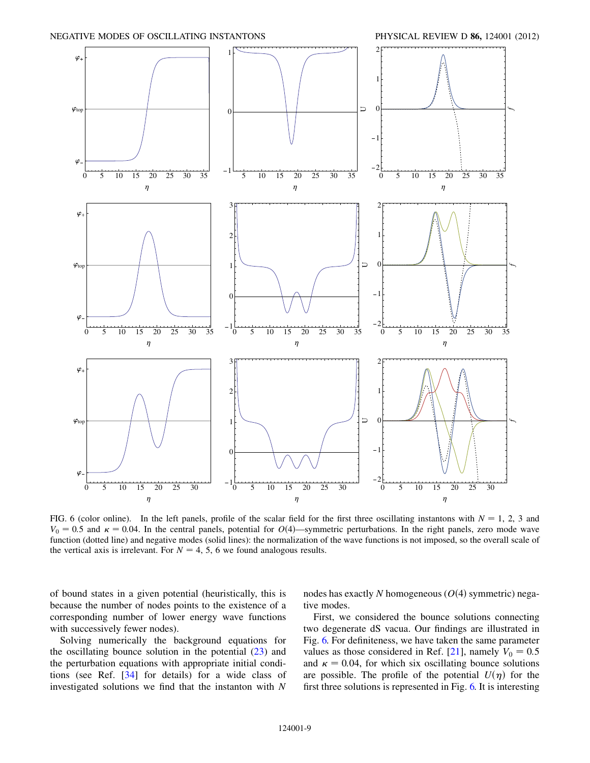FIG. 6 (color online). In the left panels, profile of the scalar field for the first three oscillating instantons with $N = 1, 2, 3$ and $V_0 = 0.5$ and $\kappa = 0.04$. In the central panels, potential for $O(4)$—symmetric perturbations. In the right panels, zero mode wave function (dotted line) and negative modes (solid lines): the normalization of the wave functions is not imposed, so the overall scale of the vertical axis is irrelevant. For $N = 4, 5, 6$ we found analogous results.

of bound states in a given potential (heuristically, this is because the number of nodes points to the existence of a corresponding number of lower energy wave functions with successively fewer nodes).

Solving numerically the background equations for the oscillating bounce solution in the potential (23) and the perturbation equations with appropriate initial conditions (see Ref. [34] for details) for a wide class of investigated solutions we find that the instanton with $N$ nodes has exactly $N$ homogeneous ($O(4)$ symmetric) negative modes.

First, we considered the bounce solutions connecting two degenerate dS vacua. Our findings are illustrated in Fig. 6. For definiteness, we have taken the same parameter values as those considered in Ref. [21], namely $V_0 = 0.5$ and $\kappa = 0.04$, for which six oscillating bounce solutions are possible. The profile of the potential $U(\eta)$ for the first three solutions is represented in Fig. 6. It is interesting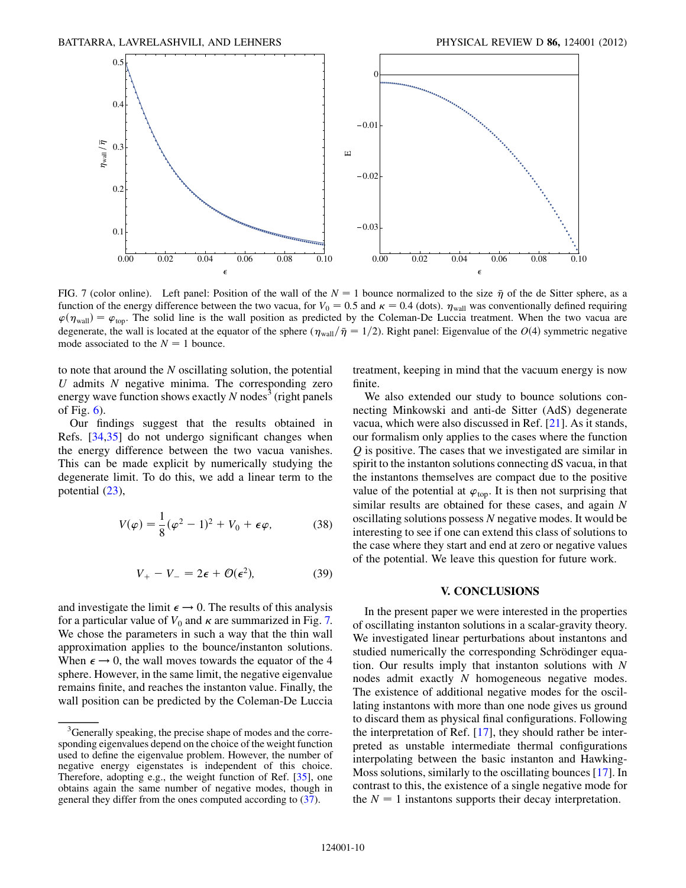FIG. 7 (color online). Left panel: Position of the wall of the $N = 1$ bounce normalized to the size $\bar{\eta}$ of the de Sitter sphere, as a function of the energy difference between the two vacua, for $V_0 = 0.5$ and $\kappa = 0.4$ (dots). $\eta_{\rm wall}$ was conventionally defined requiring $\varphi(\eta_{\rm wall}) = \varphi_{\rm top}$. The solid line is the wall position as predicted by the Coleman-De Luccia treatment. When the two vacua are degenerate, the wall is located at the equator of the sphere ($\eta_{\rm wall}/\bar{\eta} = 1/2$). Right panel: Eigenvalue of the $O(4)$ symmetric negative mode associated to the $N = 1$ bounce.

to note that around the $N$ oscillating solution, the potential $U$ admits $N$ negative minima. The corresponding zero energy wave function shows exactly $N$ nodes[3] (right panels of Fig. 6).

Our findings suggest that the results obtained in Refs. [34,35] do not undergo significant changes when the energy difference between the two vacua vanishes. This can be made explicit by numerically studying the degenerate limit. To do this, we add a linear term to the potential (23),

$$V(\varphi) = \frac{1}{8}(\varphi^2 - 1)^2 + V_0 + \epsilon\varphi, \tag{38}$$

$$V_+ - V_- = 2\epsilon + \mathcal{O}(\epsilon^2), \tag{39}$$

and investigate the limit $\epsilon \to 0$. The results of this analysis for a particular value of $V_0$ and $\kappa$ are summarized in Fig. 7. We chose the parameters in such a way that the thin wall approximation applies to the bounce/instanton solutions. When $\epsilon \to 0$, the wall moves towards the equator of the 4 sphere. However, in the same limit, the negative eigenvalue remains finite, and reaches the instanton value. Finally, the wall position can be predicted by the Coleman-De Luccia treatment, keeping in mind that the vacuum energy is now finite.

We also extended our study to bounce solutions connecting Minkowski and anti-de Sitter (AdS) degenerate vacua, which were also discussed in Ref. [21]. As it stands, our formalism only applies to the cases where the function $Q$ is positive. The cases that we investigated are similar in spirit to the instanton solutions connecting dS vacua, in that the instantons themselves are compact due to the positive value of the potential at $\varphi_{\rm top}$. It is then not surprising that similar results are obtained for these cases, and again $N$ oscillating solutions possess $N$ negative modes. It would be interesting to see if one can extend this class of solutions to the case where they start and end at zero or negative values of the potential. We leave this question for future work.

## V. CONCLUSIONS

In the present paper we were interested in the properties of oscillating instanton solutions in a scalar-gravity theory. We investigated linear perturbations about instantons and studied numerically the corresponding Schrödinger equation. Our results imply that instanton solutions with $N$ nodes admit exactly $N$ homogeneous negative modes. The existence of additional negative modes for the oscillating instantons with more than one node gives us ground to discard them as physical final configurations. Following the interpretation of Ref. [17], they should rather be interpreted as unstable intermediate thermal configurations interpolating between the basic instanton and Hawking-Moss solutions, similarly to the oscillating bounces [17]. In contrast to this, the existence of a single negative mode for the $N = 1$ instantons supports their decay interpretation.

---

[3] Generally speaking, the precise shape of modes and the corresponding eigenvalues depend on the choice of the weight function used to define the eigenvalue problem. However, the number of negative energy eigenstates is independent of this choice. Therefore, adopting e.g., the weight function of Ref. [35], one obtains again the same number of negative modes, though in general they differ from the ones computed according to (37).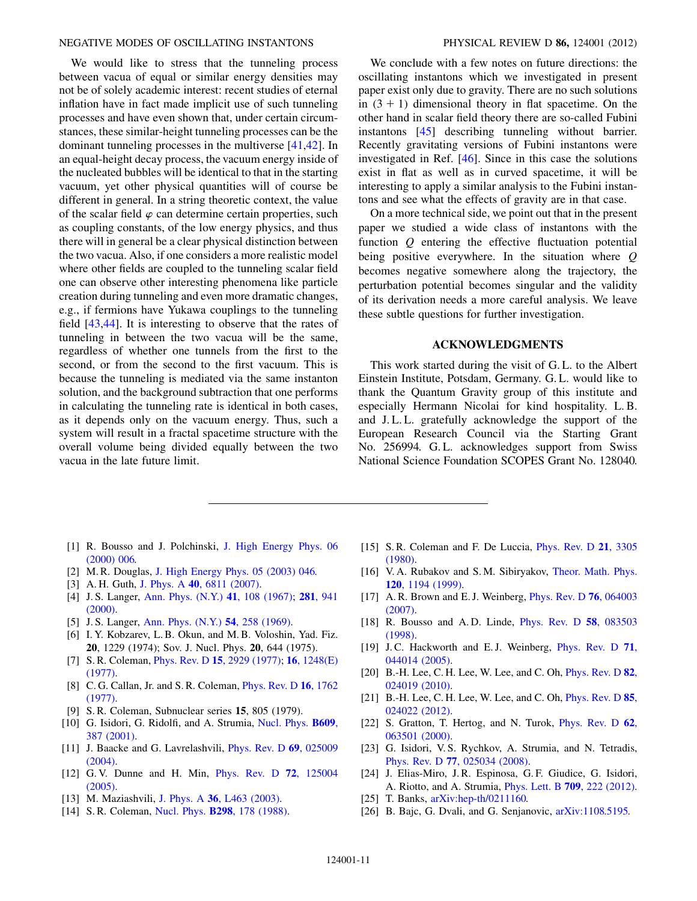We would like to stress that the tunneling process between vacua of equal or similar energy densities may not be of solely academic interest: recent studies of eternal inflation have in fact made implicit use of such tunneling processes and have even shown that, under certain circumstances, these similar-height tunneling processes can be the dominant tunneling processes in the multiverse [41,42]. In an equal-height decay process, the vacuum energy inside of the nucleated bubbles will be identical to that in the starting vacuum, yet other physical quantities will of course be different in general. In a string theoretic context, the value of the scalar field $\varphi$ can determine certain properties, such as coupling constants, of the low energy physics, and thus there will in general be a clear physical distinction between the two vacua. Also, if one considers a more realistic model where other fields are coupled to the tunneling scalar field one can observe other interesting phenomena like particle creation during tunneling and even more dramatic changes, e.g., if fermions have Yukawa couplings to the tunneling field [43,44]. It is interesting to observe that the rates of tunneling in between the two vacua will be the same, regardless of whether one tunnels from the first to the second, or from the second to the first vacuum. This is because the tunneling is mediated via the same instanton solution, and the background subtraction that one performs in calculating the tunneling rate is identical in both cases, as it depends only on the vacuum energy. Thus, such a system will result in a fractal spacetime structure with the overall volume being divided equally between the two vacua in the late future limit.

We conclude with a few notes on future directions: the oscillating instantons which we investigated in present paper exist only due to gravity. There are no such solutions in $(3 + 1)$ dimensional theory in flat spacetime. On the other hand in scalar field theory there are so-called Fubini instantons [45] describing tunneling without barrier. Recently gravitating versions of Fubini instantons were investigated in Ref. [46]. Since in this case the solutions exist in flat as well as in curved spacetime, it will be interesting to apply a similar analysis to the Fubini instantons and see what the effects of gravity are in that case.

On a more technical side, we point out that in the present paper we studied a wide class of instantons with the function $Q$ entering the effective fluctuation potential being positive everywhere. In the situation where $Q$ becomes negative somewhere along the trajectory, the perturbation potential becomes singular and the validity of its derivation needs a more careful analysis. We leave these subtle questions for further investigation.

## ACKNOWLEDGMENTS

This work started during the visit of G. L. to the Albert Einstein Institute, Potsdam, Germany. G. L. would like to thank the Quantum Gravity group of this institute and especially Hermann Nicolai for kind hospitality. L. B. and J. L. L. gratefully acknowledge the support of the European Research Council via the Starting Grant No. 256994. G. L. acknowledges support from Swiss National Science Foundation SCOPES Grant No. 128040.

---

[1] R. Bousso and J. Polchinski, J. High Energy Phys. 06 (2000) 006.
[2] M. R. Douglas, J. High Energy Phys. 05 (2003) 046.
[3] A. H. Guth, J. Phys. A **40**, 6811 (2007).
[4] J. S. Langer, Ann. Phys. (N.Y.) **41**, 108 (1967); **281**, 941 (2000).
[5] J. S. Langer, Ann. Phys. (N.Y.) **54**, 258 (1969).
[6] I. Y. Kobzarev, L. B. Okun, and M. B. Voloshin, Yad. Fiz. **20**, 1229 (1974); Sov. J. Nucl. Phys. **20**, 644 (1975).
[7] S. R. Coleman, Phys. Rev. D **15**, 2929 (1977); **16**, 1248(E) (1977).
[8] C. G. Callan, Jr. and S. R. Coleman, Phys. Rev. D **16**, 1762 (1977).
[9] S. R. Coleman, Subnuclear series **15**, 805 (1979).
[10] G. Isidori, G. Ridolfi, and A. Strumia, Nucl. Phys. **B609**, 387 (2001).
[11] J. Baacke and G. Lavrelashvili, Phys. Rev. D **69**, 025009 (2004).
[12] G. V. Dunne and H. Min, Phys. Rev. D **72**, 125004 (2005).
[13] M. Maziashvili, J. Phys. A **36**, L463 (2003).
[14] S. R. Coleman, Nucl. Phys. **B298**, 178 (1988).
[15] S. R. Coleman and F. De Luccia, Phys. Rev. D **21**, 3305 (1980).
[16] V. A. Rubakov and S. M. Sibiryakov, Theor. Math. Phys. **120**, 1194 (1999).
[17] A. R. Brown and E. J. Weinberg, Phys. Rev. D **76**, 064003 (2007).
[18] R. Bousso and A. D. Linde, Phys. Rev. D **58**, 083503 (1998).
[19] J. C. Hackworth and E. J. Weinberg, Phys. Rev. D **71**, 044014 (2005).
[20] B.-H. Lee, C. H. Lee, W. Lee, and C. Oh, Phys. Rev. D **82**, 024019 (2010).
[21] B.-H. Lee, C. H. Lee, W. Lee, and C. Oh, Phys. Rev. D **85**, 024022 (2012).
[22] S. Gratton, T. Hertog, and N. Turok, Phys. Rev. D **62**, 063501 (2000).
[23] G. Isidori, V. S. Rychkov, A. Strumia, and N. Tetradis, Phys. Rev. D **77**, 025034 (2008).
[24] J. Elias-Miro, J. R. Espinosa, G. F. Giudice, G. Isidori, A. Riotto, and A. Strumia, Phys. Lett. B **709**, 222 (2012).
[25] T. Banks, arXiv:hep-th/0211160.
[26] B. Bajc, G. Dvali, and G. Senjanovic, arXiv:1108.5195.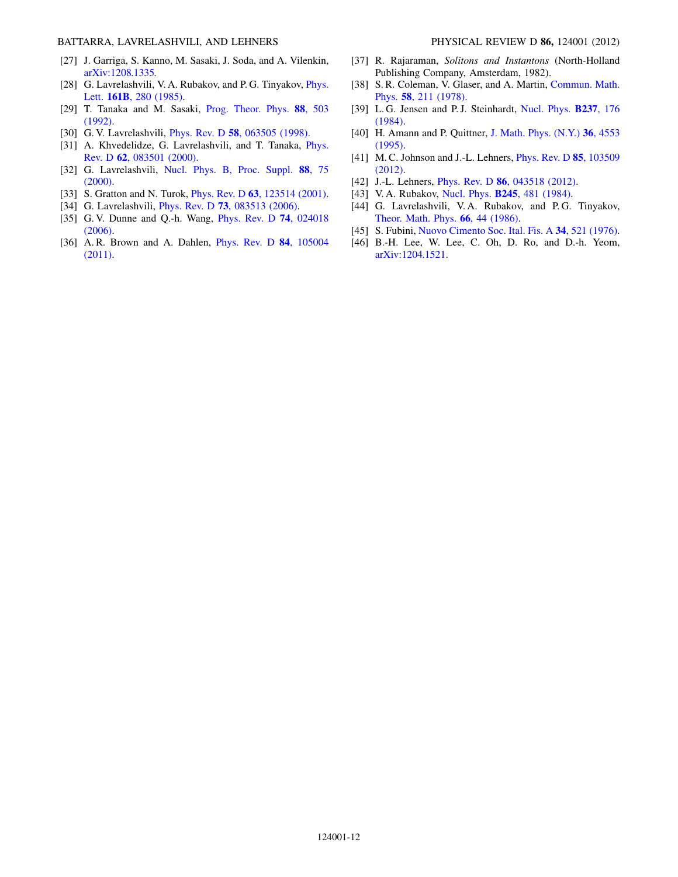[27] J. Garriga, S. Kanno, M. Sasaki, J. Soda, and A. Vilenkin, arXiv:1208.1335.

[28] G. Lavrelashvili, V. A. Rubakov, and P. G. Tinyakov, Phys. Lett. **161B**, 280 (1985).

[29] T. Tanaka and M. Sasaki, Prog. Theor. Phys. **88**, 503 (1992).

[30] G. V. Lavrelashvili, Phys. Rev. D **58**, 063505 (1998).

[31] A. Khvedelidze, G. Lavrelashvili, and T. Tanaka, Phys. Rev. D **62**, 083501 (2000).

[32] G. Lavrelashvili, Nucl. Phys. B, Proc. Suppl. **88**, 75 (2000).

[33] S. Gratton and N. Turok, Phys. Rev. D **63**, 123514 (2001).

[34] G. Lavrelashvili, Phys. Rev. D **73**, 083513 (2006).

[35] G. V. Dunne and Q.-h. Wang, Phys. Rev. D **74**, 024018 (2006).

[36] A. R. Brown and A. Dahlen, Phys. Rev. D **84**, 105004 (2011).

[37] R. Rajaraman, *Solitons and Instantons* (North-Holland Publishing Company, Amsterdam, 1982).

[38] S. R. Coleman, V. Glaser, and A. Martin, Commun. Math. Phys. **58**, 211 (1978).

[39] L. G. Jensen and P. J. Steinhardt, Nucl. Phys. **B237**, 176 (1984).

[40] H. Amann and P. Quittner, J. Math. Phys. (N.Y.) **36**, 4553 (1995).

[41] M. C. Johnson and J.-L. Lehners, Phys. Rev. D **85**, 103509 (2012).

[42] J.-L. Lehners, Phys. Rev. D **86**, 043518 (2012).

[43] V. A. Rubakov, Nucl. Phys. **B245**, 481 (1984).

[44] G. Lavrelashvili, V. A. Rubakov, and P. G. Tinyakov, Theor. Math. Phys. **66**, 44 (1986).

[45] S. Fubini, Nuovo Cimento Soc. Ital. Fis. A **34**, 521 (1976).

[46] B.-H. Lee, W. Lee, C. Oh, D. Ro, and D.-h. Yeom, arXiv:1204.1521.